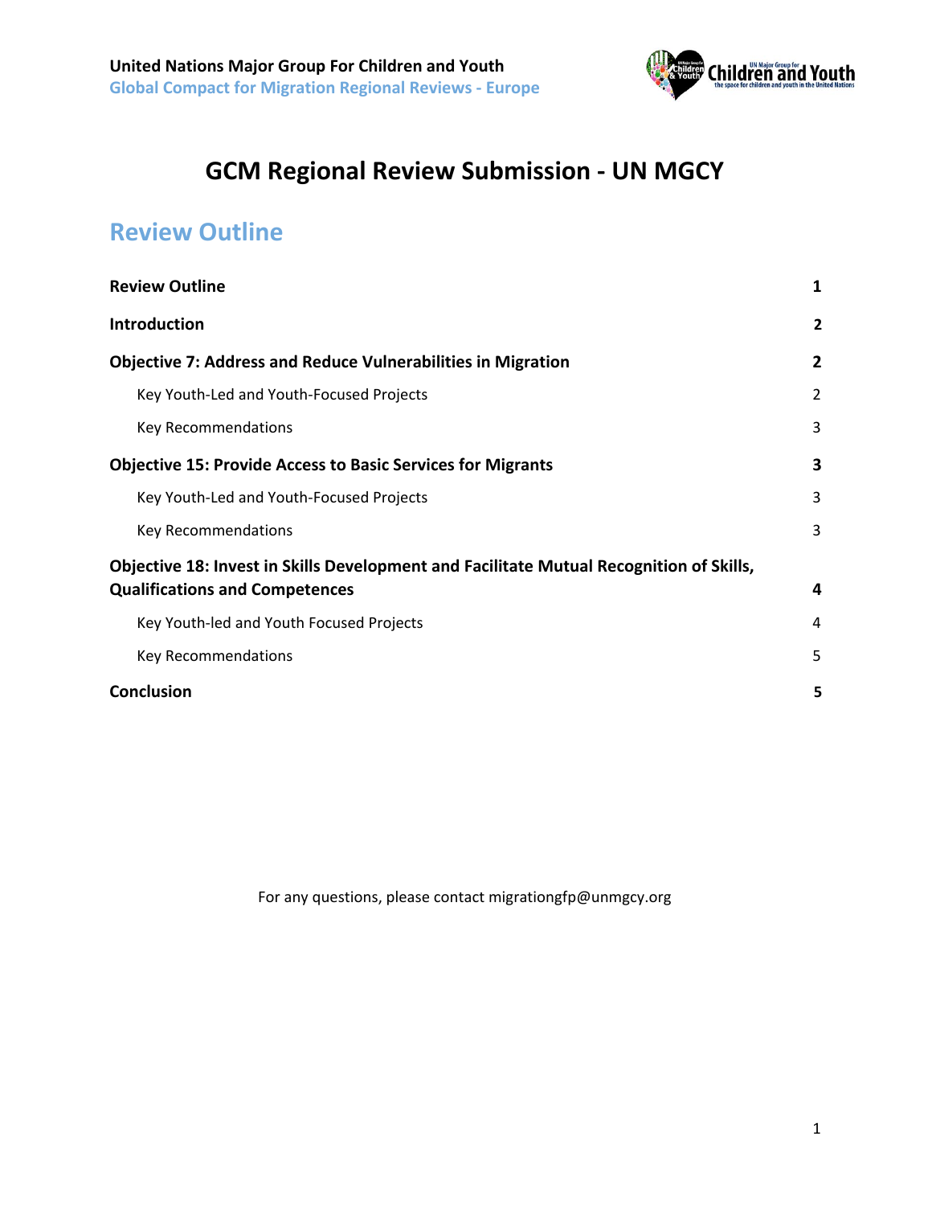United Nations Major Group For Children and Youth
Global Compact for Migration Regional Reviews - Europe

# GCM Regional Review Submission - UN MGCY

## Review Outline

| | |
|---|---|
| **Review Outline** | **1** |
| **Introduction** | **2** |
| **Objective 7: Address and Reduce Vulnerabilities in Migration** | **2** |
| Key Youth-Led and Youth-Focused Projects | 2 |
| Key Recommendations | 3 |
| **Objective 15: Provide Access to Basic Services for Migrants** | **3** |
| Key Youth-Led and Youth-Focused Projects | 3 |
| Key Recommendations | 3 |
| **Objective 18: Invest in Skills Development and Facilitate Mutual Recognition of Skills, Qualifications and Competences** | **4** |
| Key Youth-led and Youth Focused Projects | 4 |
| Key Recommendations | 5 |
| **Conclusion** | **5** |

For any questions, please contact migrationgfp@unmgcy.org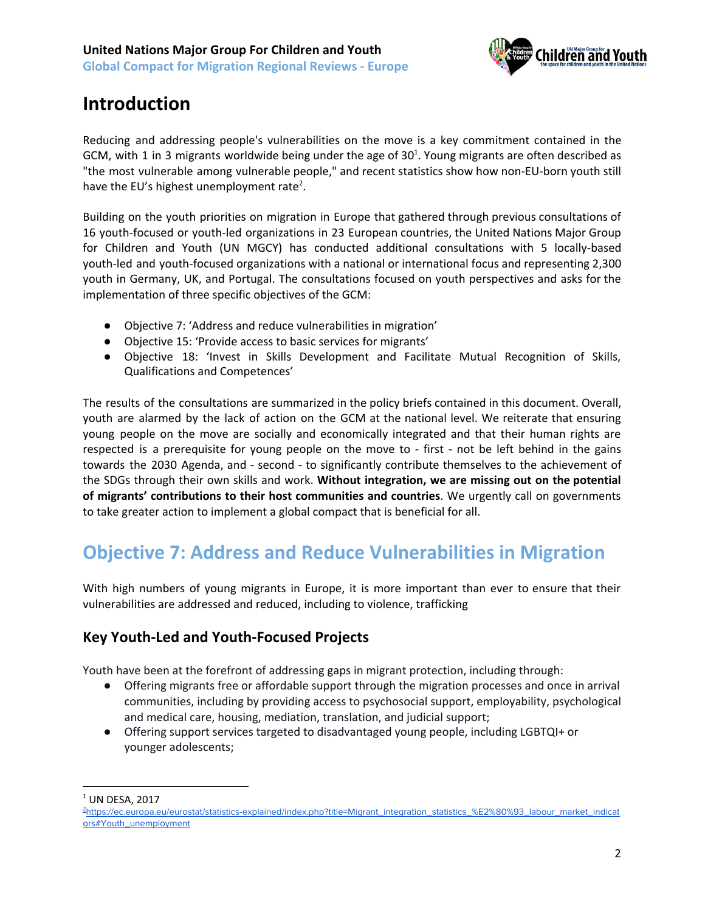# Introduction

Reducing and addressing people's vulnerabilities on the move is a key commitment contained in the GCM, with 1 in 3 migrants worldwide being under the age of 30[1]. Young migrants are often described as "the most vulnerable among vulnerable people," and recent statistics show how non-EU-born youth still have the EU's highest unemployment rate[2].

Building on the youth priorities on migration in Europe that gathered through previous consultations of 16 youth-focused or youth-led organizations in 23 European countries, the United Nations Major Group for Children and Youth (UN MGCY) has conducted additional consultations with 5 locally-based youth-led and youth-focused organizations with a national or international focus and representing 2,300 youth in Germany, UK, and Portugal. The consultations focused on youth perspectives and asks for the implementation of three specific objectives of the GCM:

- Objective 7: 'Address and reduce vulnerabilities in migration'
- Objective 15: 'Provide access to basic services for migrants'
- Objective 18: 'Invest in Skills Development and Facilitate Mutual Recognition of Skills, Qualifications and Competences'

The results of the consultations are summarized in the policy briefs contained in this document. Overall, youth are alarmed by the lack of action on the GCM at the national level. We reiterate that ensuring young people on the move are socially and economically integrated and that their human rights are respected is a prerequisite for young people on the move to - first - not be left behind in the gains towards the 2030 Agenda, and - second - to significantly contribute themselves to the achievement of the SDGs through their own skills and work. **Without integration, we are missing out on the potential of migrants' contributions to their host communities and countries**. We urgently call on governments to take greater action to implement a global compact that is beneficial for all.

# Objective 7: Address and Reduce Vulnerabilities in Migration

With high numbers of young migrants in Europe, it is more important than ever to ensure that their vulnerabilities are addressed and reduced, including to violence, trafficking

## Key Youth-Led and Youth-Focused Projects

Youth have been at the forefront of addressing gaps in migrant protection, including through:

- Offering migrants free or affordable support through the migration processes and once in arrival communities, including by providing access to psychosocial support, employability, psychological and medical care, housing, mediation, translation, and judicial support;
- Offering support services targeted to disadvantaged young people, including LGBTQI+ or younger adolescents;

[1] UN DESA, 2017

[2] https://ec.europa.eu/eurostat/statistics-explained/index.php?title=Migrant_integration_statistics_%E2%80%93_labour_market_indicators#Youth_unemployment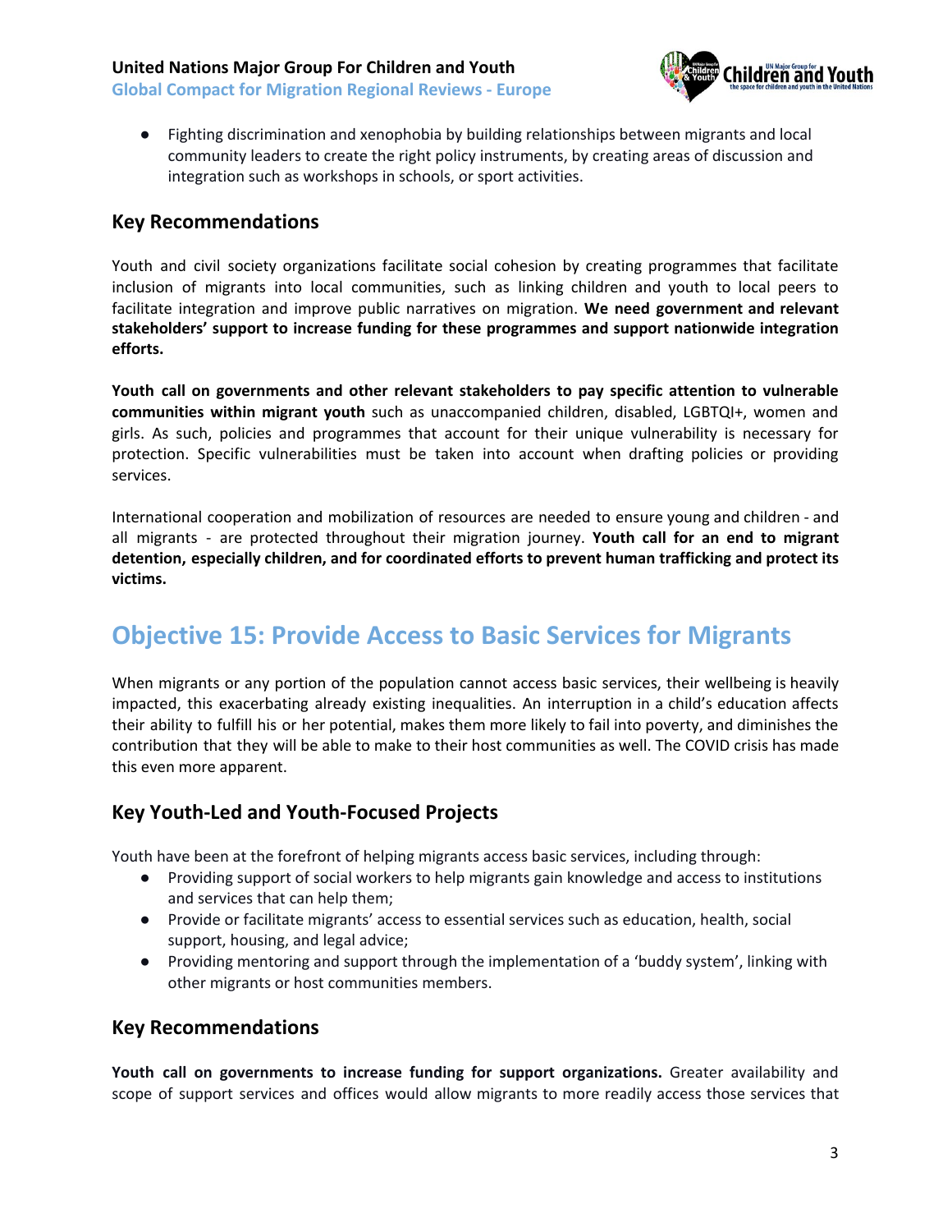- Fighting discrimination and xenophobia by building relationships between migrants and local community leaders to create the right policy instruments, by creating areas of discussion and integration such as workshops in schools, or sport activities.

### Key Recommendations

Youth and civil society organizations facilitate social cohesion by creating programmes that facilitate inclusion of migrants into local communities, such as linking children and youth to local peers to facilitate integration and improve public narratives on migration. **We need government and relevant stakeholders' support to increase funding for these programmes and support nationwide integration efforts.**

**Youth call on governments and other relevant stakeholders to pay specific attention to vulnerable communities within migrant youth** such as unaccompanied children, disabled, LGBTQI+, women and girls. As such, policies and programmes that account for their unique vulnerability is necessary for protection. Specific vulnerabilities must be taken into account when drafting policies or providing services.

International cooperation and mobilization of resources are needed to ensure young and children - and all migrants - are protected throughout their migration journey. **Youth call for an end to migrant detention, especially children, and for coordinated efforts to prevent human trafficking and protect its victims.**

## Objective 15: Provide Access to Basic Services for Migrants

When migrants or any portion of the population cannot access basic services, their wellbeing is heavily impacted, this exacerbating already existing inequalities. An interruption in a child's education affects their ability to fulfill his or her potential, makes them more likely to fail into poverty, and diminishes the contribution that they will be able to make to their host communities as well. The COVID crisis has made this even more apparent.

### Key Youth-Led and Youth-Focused Projects

Youth have been at the forefront of helping migrants access basic services, including through:

- Providing support of social workers to help migrants gain knowledge and access to institutions and services that can help them;
- Provide or facilitate migrants' access to essential services such as education, health, social support, housing, and legal advice;
- Providing mentoring and support through the implementation of a 'buddy system', linking with other migrants or host communities members.

### Key Recommendations

**Youth call on governments to increase funding for support organizations.** Greater availability and scope of support services and offices would allow migrants to more readily access those services that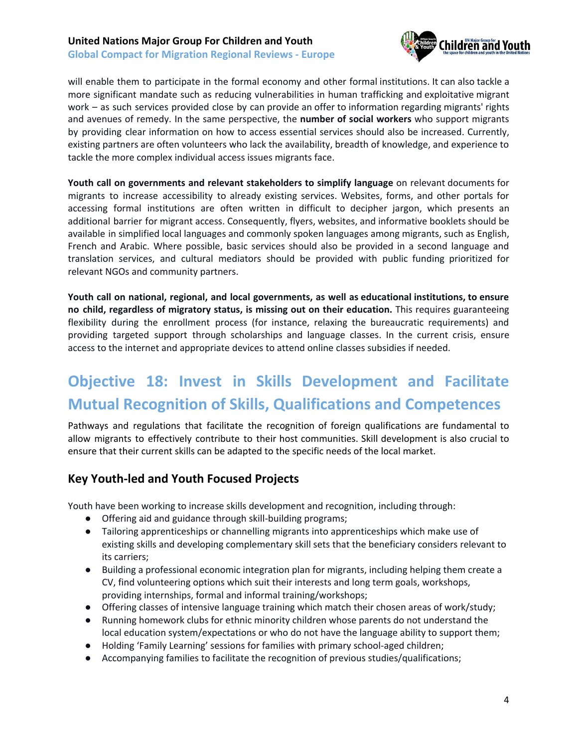will enable them to participate in the formal economy and other formal institutions. It can also tackle a more significant mandate such as reducing vulnerabilities in human trafficking and exploitative migrant work – as such services provided close by can provide an offer to information regarding migrants' rights and avenues of remedy. In the same perspective, the **number of social workers** who support migrants by providing clear information on how to access essential services should also be increased. Currently, existing partners are often volunteers who lack the availability, breadth of knowledge, and experience to tackle the more complex individual access issues migrants face.

**Youth call on governments and relevant stakeholders to simplify language** on relevant documents for migrants to increase accessibility to already existing services. Websites, forms, and other portals for accessing formal institutions are often written in difficult to decipher jargon, which presents an additional barrier for migrant access. Consequently, flyers, websites, and informative booklets should be available in simplified local languages and commonly spoken languages among migrants, such as English, French and Arabic. Where possible, basic services should also be provided in a second language and translation services, and cultural mediators should be provided with public funding prioritized for relevant NGOs and community partners.

**Youth call on national, regional, and local governments, as well as educational institutions, to ensure no child, regardless of migratory status, is missing out on their education.** This requires guaranteeing flexibility during the enrollment process (for instance, relaxing the bureaucratic requirements) and providing targeted support through scholarships and language classes. In the current crisis, ensure access to the internet and appropriate devices to attend online classes subsidies if needed.

# Objective 18: Invest in Skills Development and Facilitate Mutual Recognition of Skills, Qualifications and Competences

Pathways and regulations that facilitate the recognition of foreign qualifications are fundamental to allow migrants to effectively contribute to their host communities. Skill development is also crucial to ensure that their current skills can be adapted to the specific needs of the local market.

## Key Youth-led and Youth Focused Projects

Youth have been working to increase skills development and recognition, including through:

- Offering aid and guidance through skill-building programs;
- Tailoring apprenticeships or channelling migrants into apprenticeships which make use of existing skills and developing complementary skill sets that the beneficiary considers relevant to its carriers;
- Building a professional economic integration plan for migrants, including helping them create a CV, find volunteering options which suit their interests and long term goals, workshops, providing internships, formal and informal training/workshops;
- Offering classes of intensive language training which match their chosen areas of work/study;
- Running homework clubs for ethnic minority children whose parents do not understand the local education system/expectations or who do not have the language ability to support them;
- Holding 'Family Learning' sessions for families with primary school-aged children;
- Accompanying families to facilitate the recognition of previous studies/qualifications;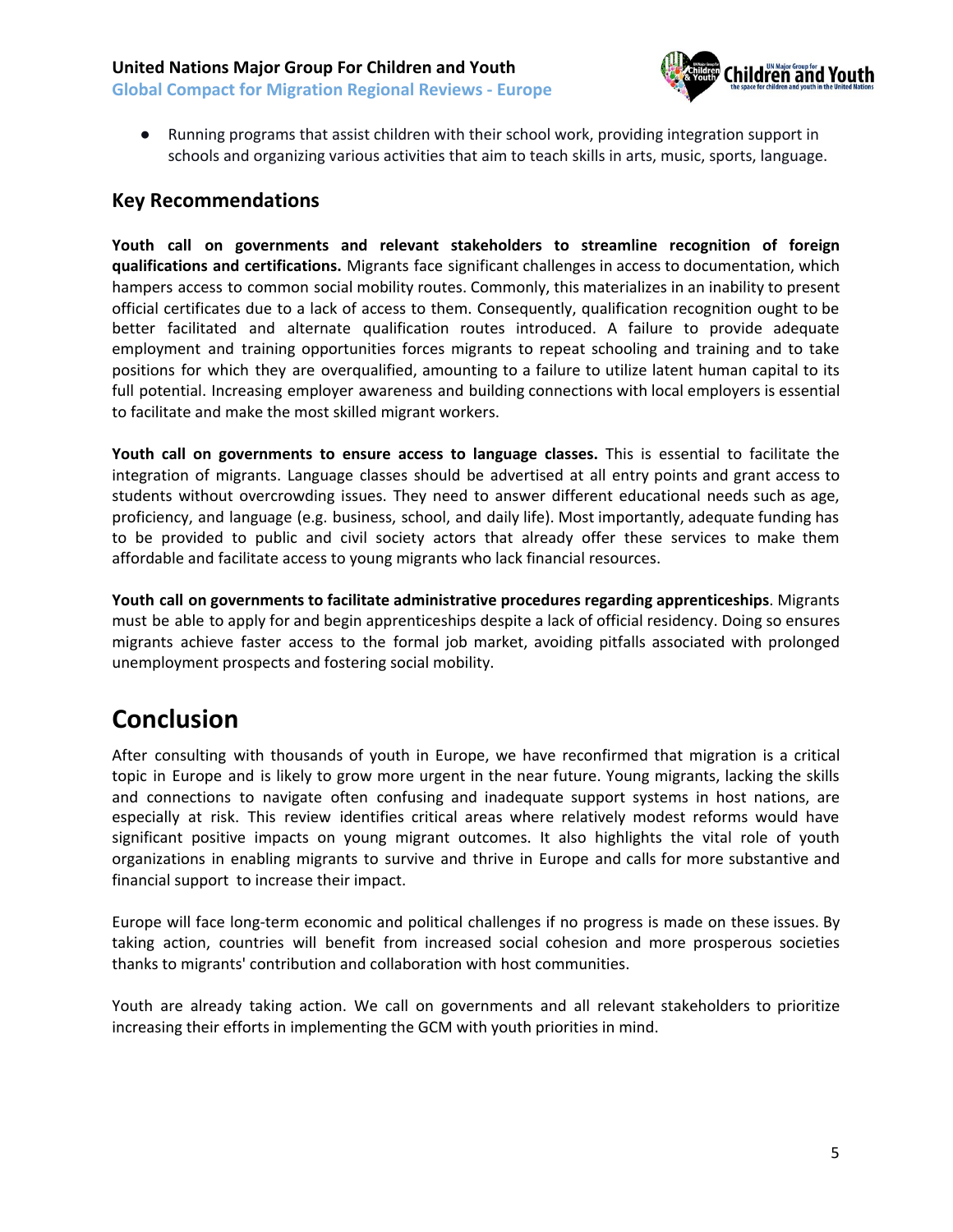- Running programs that assist children with their school work, providing integration support in schools and organizing various activities that aim to teach skills in arts, music, sports, language.

## Key Recommendations

**Youth call on governments and relevant stakeholders to streamline recognition of foreign qualifications and certifications.** Migrants face significant challenges in access to documentation, which hampers access to common social mobility routes. Commonly, this materializes in an inability to present official certificates due to a lack of access to them. Consequently, qualification recognition ought to be better facilitated and alternate qualification routes introduced. A failure to provide adequate employment and training opportunities forces migrants to repeat schooling and training and to take positions for which they are overqualified, amounting to a failure to utilize latent human capital to its full potential. Increasing employer awareness and building connections with local employers is essential to facilitate and make the most skilled migrant workers.

**Youth call on governments to ensure access to language classes.** This is essential to facilitate the integration of migrants. Language classes should be advertised at all entry points and grant access to students without overcrowding issues. They need to answer different educational needs such as age, proficiency, and language (e.g. business, school, and daily life). Most importantly, adequate funding has to be provided to public and civil society actors that already offer these services to make them affordable and facilitate access to young migrants who lack financial resources.

**Youth call on governments to facilitate administrative procedures regarding apprenticeships**. Migrants must be able to apply for and begin apprenticeships despite a lack of official residency. Doing so ensures migrants achieve faster access to the formal job market, avoiding pitfalls associated with prolonged unemployment prospects and fostering social mobility.

# Conclusion

After consulting with thousands of youth in Europe, we have reconfirmed that migration is a critical topic in Europe and is likely to grow more urgent in the near future. Young migrants, lacking the skills and connections to navigate often confusing and inadequate support systems in host nations, are especially at risk. This review identifies critical areas where relatively modest reforms would have significant positive impacts on young migrant outcomes. It also highlights the vital role of youth organizations in enabling migrants to survive and thrive in Europe and calls for more substantive and financial support to increase their impact.

Europe will face long-term economic and political challenges if no progress is made on these issues. By taking action, countries will benefit from increased social cohesion and more prosperous societies thanks to migrants' contribution and collaboration with host communities.

Youth are already taking action. We call on governments and all relevant stakeholders to prioritize increasing their efforts in implementing the GCM with youth priorities in mind.